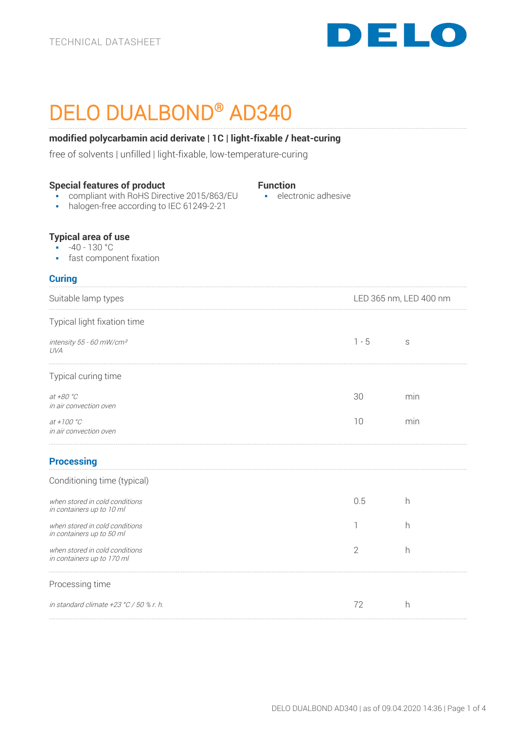TECHNICAL DATASHEET

# DELO DUALBOND® AD340

**modified polycarbamin acid derivate | 1C | light-fixable / heat-curing**

free of solvents | unfilled | light-fixable, low-temperature-curing

**Special features of product**

- compliant with RoHS Directive 2015/863/EU
- halogen-free according to IEC 61249-2-21

**Function**

- electronic adhesive

**Typical area of use**

- -40 - 130 °C
- fast component fixation

## Curing

| | | |
|---|---|---|
| Suitable lamp types | LED 365 nm, LED 400 nm | |
| Typical light fixation time | | |
| *intensity 55 - 60 mW/cm²* *UVA* | 1 - 5 | s |
| Typical curing time | | |
| *at +80 °C* *in air convection oven* | 30 | min |
| *at +100 °C* *in air convection oven* | 10 | min |

## Processing

| | | |
|---|---|---|
| Conditioning time (typical) | | |
| *when stored in cold conditions* *in containers up to 10 ml* | 0.5 | h |
| *when stored in cold conditions* *in containers up to 50 ml* | 1 | h |
| *when stored in cold conditions* *in containers up to 170 ml* | 2 | h |
| Processing time | | |
| *in standard climate +23 °C / 50 % r. h.* | 72 | h |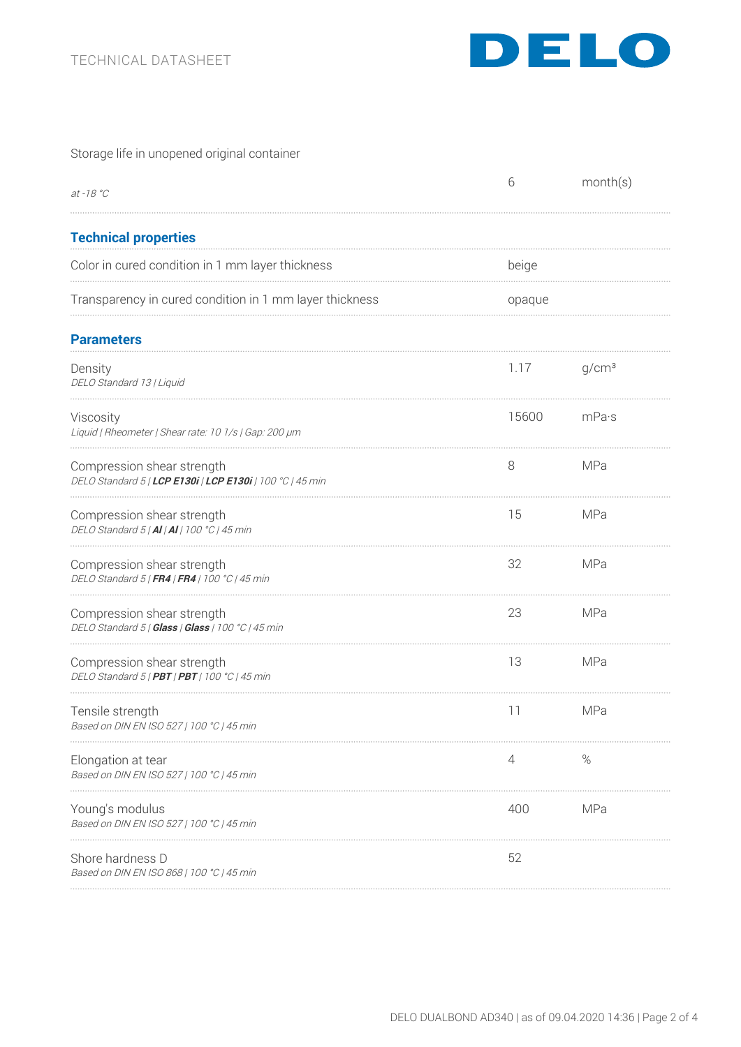Storage life in unopened original container

| | | |
|---|---|---|
| *at -18 °C* | 6 | month(s) |

## Technical properties

| | | |
|---|---|---|
| Color in cured condition in 1 mm layer thickness | beige | |
| Transparency in cured condition in 1 mm layer thickness | opaque | |

## Parameters

| | | |
|---|---|---|
| Density<br>*DELO Standard 13 \| Liquid* | 1.17 | g/cm³ |
| Viscosity<br>*Liquid \| Rheometer \| Shear rate: 10 1/s \| Gap: 200 µm* | 15600 | mPa·s |
| Compression shear strength<br>*DELO Standard 5 \| **LCP E130i** \| **LCP E130i** \| 100 °C \| 45 min* | 8 | MPa |
| Compression shear strength<br>*DELO Standard 5 \| **Al** \| **Al** \| 100 °C \| 45 min* | 15 | MPa |
| Compression shear strength<br>*DELO Standard 5 \| **FR4** \| **FR4** \| 100 °C \| 45 min* | 32 | MPa |
| Compression shear strength<br>*DELO Standard 5 \| **Glass** \| **Glass** \| 100 °C \| 45 min* | 23 | MPa |
| Compression shear strength<br>*DELO Standard 5 \| **PBT** \| **PBT** \| 100 °C \| 45 min* | 13 | MPa |
| Tensile strength<br>*Based on DIN EN ISO 527 \| 100 °C \| 45 min* | 11 | MPa |
| Elongation at tear<br>*Based on DIN EN ISO 527 \| 100 °C \| 45 min* | 4 | % |
| Young's modulus<br>*Based on DIN EN ISO 527 \| 100 °C \| 45 min* | 400 | MPa |
| Shore hardness D<br>*Based on DIN EN ISO 868 \| 100 °C \| 45 min* | 52 | |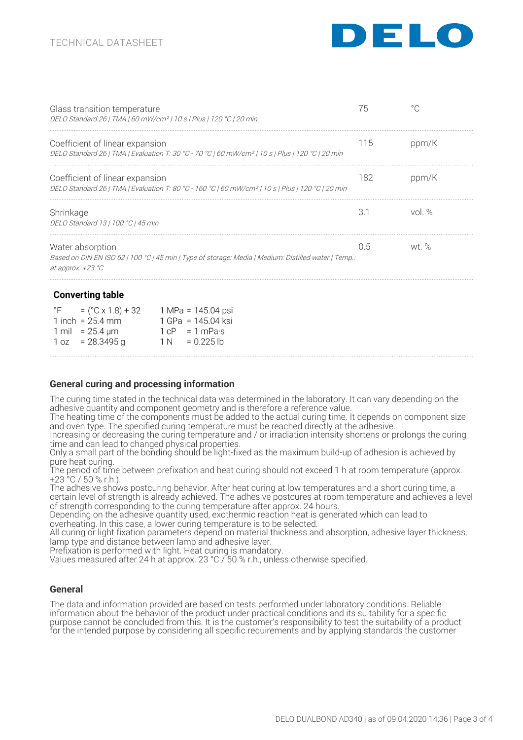| | | |
|---|---|---|
| Glass transition temperature<br>*DELO Standard 26 \| TMA \| 60 mW/cm² \| 10 s \| Plus \| 120 °C \| 20 min* | 75 | °C |
| Coefficient of linear expansion<br>*DELO Standard 26 \| TMA \| Evaluation T: 30 °C - 70 °C \| 60 mW/cm² \| 10 s \| Plus \| 120 °C \| 20 min* | 115 | ppm/K |
| Coefficient of linear expansion<br>*DELO Standard 26 \| TMA \| Evaluation T: 80 °C - 160 °C \| 60 mW/cm² \| 10 s \| Plus \| 120 °C \| 20 min* | 182 | ppm/K |
| Shrinkage<br>*DELO Standard 13 \| 100 °C \| 45 min* | 3.1 | vol. % |
| Water absorption<br>*Based on DIN EN ISO 62 \| 100 °C \| 45 min \| Type of storage: Media \| Medium: Distilled water \| Temp.: at approx. +23 °C* | 0.5 | wt. % |

**Converting table**

| | |
|---|---|
| °F = (°C x 1.8) + 32 | 1 MPa = 145.04 psi |
| 1 inch = 25.4 mm | 1 GPa = 145.04 ksi |
| 1 mil = 25.4 µm | 1 cP = 1 mPa·s |
| 1 oz = 28.3495 g | 1 N = 0.225 lb |

## General curing and processing information

The curing time stated in the technical data was determined in the laboratory. It can vary depending on the adhesive quantity and component geometry and is therefore a reference value.
The heating time of the components must be added to the actual curing time. It depends on component size and oven type. The specified curing temperature must be reached directly at the adhesive.
Increasing or decreasing the curing temperature and / or irradiation intensity shortens or prolongs the curing time and can lead to changed physical properties.
Only a small part of the bonding should be light-fixed as the maximum build-up of adhesion is achieved by pure heat curing.
The period of time between prefixation and heat curing should not exceed 1 h at room temperature (approx. +23 °C / 50 % r.h.).
The adhesive shows postcuring behavior. After heat curing at low temperatures and a short curing time, a certain level of strength is already achieved. The adhesive postcures at room temperature and achieves a level of strength corresponding to the curing temperature after approx. 24 hours.
Depending on the adhesive quantity used, exothermic reaction heat is generated which can lead to overheating. In this case, a lower curing temperature is to be selected.
All curing or light fixation parameters depend on material thickness and absorption, adhesive layer thickness, lamp type and distance between lamp and adhesive layer.
Prefixation is performed with light. Heat curing is mandatory.
Values measured after 24 h at approx. 23 °C / 50 % r.h., unless otherwise specified.

## General

The data and information provided are based on tests performed under laboratory conditions. Reliable information about the behavior of the product under practical conditions and its suitability for a specific purpose cannot be concluded from this. It is the customer's responsibility to test the suitability of a product for the intended purpose by considering all specific requirements and by applying standards the customer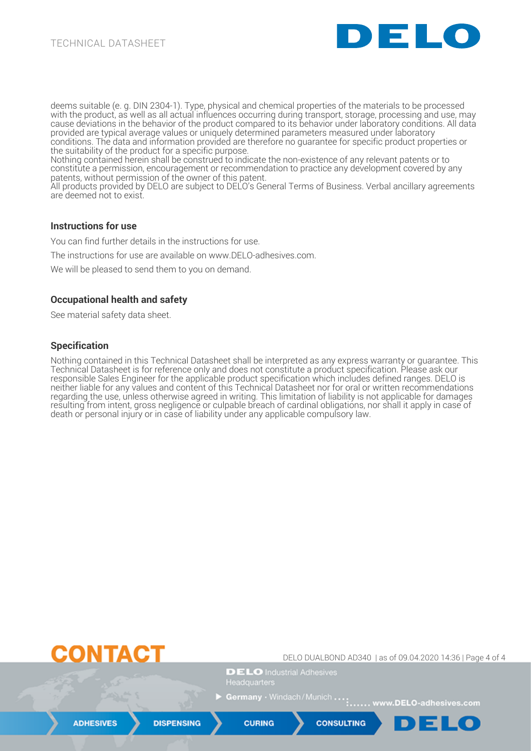deems suitable (e. g. DIN 2304-1). Type, physical and chemical properties of the materials to be processed with the product, as well as all actual influences occurring during transport, storage, processing and use, may cause deviations in the behavior of the product compared to its behavior under laboratory conditions. All data provided are typical average values or uniquely determined parameters measured under laboratory conditions. The data and information provided are therefore no guarantee for specific product properties or the suitability of the product for a specific purpose.
Nothing contained herein shall be construed to indicate the non-existence of any relevant patents or to constitute a permission, encouragement or recommendation to practice any development covered by any patents, without permission of the owner of this patent.
All products provided by DELO are subject to DELO's General Terms of Business. Verbal ancillary agreements are deemed not to exist.

### Instructions for use

You can find further details in the instructions for use.

The instructions for use are available on www.DELO-adhesives.com.

We will be pleased to send them to you on demand.

### Occupational health and safety

See material safety data sheet.

### Specification

Nothing contained in this Technical Datasheet shall be interpreted as any express warranty or guarantee. This Technical Datasheet is for reference only and does not constitute a product specification. Please ask our responsible Sales Engineer for the applicable product specification which includes defined ranges. DELO is neither liable for any values and content of this Technical Datasheet nor for oral or written recommendations regarding the use, unless otherwise agreed in writing. This limitation of liability is not applicable for damages resulting from intent, gross negligence or culpable breach of cardinal obligations, nor shall it apply in case of death or personal injury or in case of liability under any applicable compulsory law.

## CONTACT

DELO Industrial Adhesives
Headquarters

Germany · Windach/Munich ....... www.DELO-adhesives.com

ADHESIVES | DISPENSING | CURING | CONSULTING